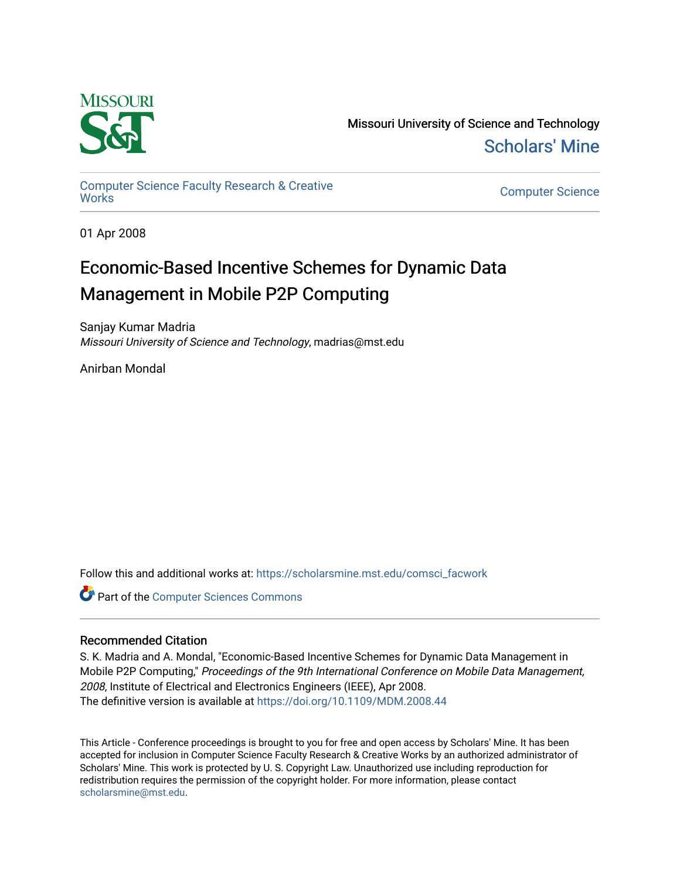Missouri University of Science and Technology

Scholars' Mine

Computer Science Faculty Research & Creative Works

Computer Science

01 Apr 2008

# Economic-Based Incentive Schemes for Dynamic Data Management in Mobile P2P Computing

Sanjay Kumar Madria
*Missouri University of Science and Technology*, madrias@mst.edu

Anirban Mondal

Follow this and additional works at: https://scholarsmine.mst.edu/comsci_facwork

Part of the Computer Sciences Commons

## Recommended Citation

S. K. Madria and A. Mondal, "Economic-Based Incentive Schemes for Dynamic Data Management in Mobile P2P Computing," *Proceedings of the 9th International Conference on Mobile Data Management, 2008*, Institute of Electrical and Electronics Engineers (IEEE), Apr 2008.
The definitive version is available at https://doi.org/10.1109/MDM.2008.44

This Article - Conference proceedings is brought to you for free and open access by Scholars' Mine. It has been accepted for inclusion in Computer Science Faculty Research & Creative Works by an authorized administrator of Scholars' Mine. This work is protected by U. S. Copyright Law. Unauthorized use including reproduction for redistribution requires the permission of the copyright holder. For more information, please contact scholarsmine@mst.edu.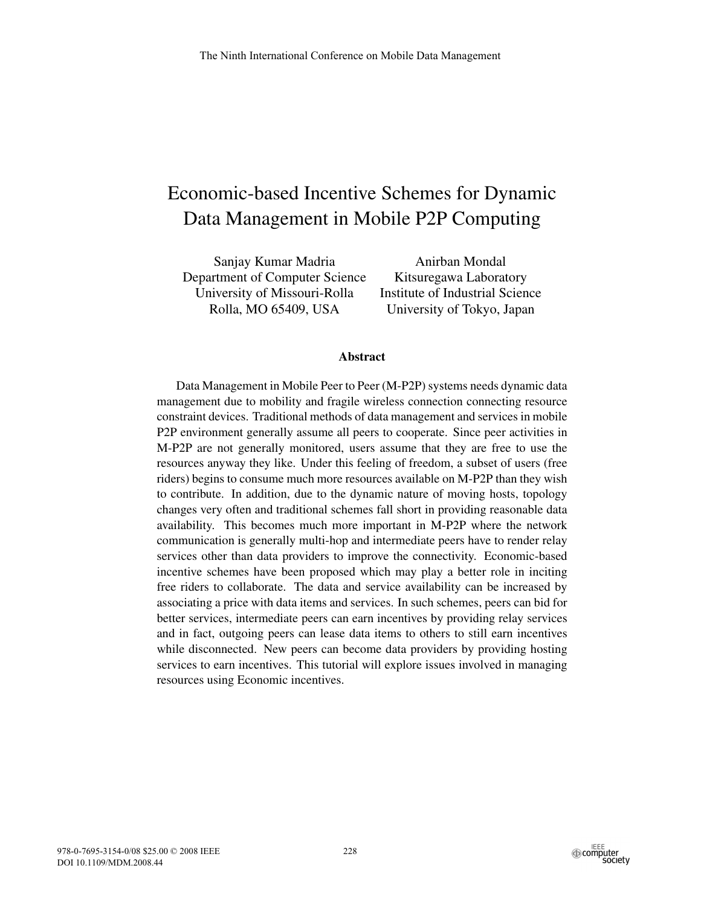# Economic-based Incentive Schemes for Dynamic Data Management in Mobile P2P Computing

Sanjay Kumar Madria
Department of Computer Science
University of Missouri-Rolla
Rolla, MO 65409, USA

Anirban Mondal
Kitsuregawa Laboratory
Institute of Industrial Science
University of Tokyo, Japan

### Abstract

Data Management in Mobile Peer to Peer (M-P2P) systems needs dynamic data management due to mobility and fragile wireless connection connecting resource constraint devices. Traditional methods of data management and services in mobile P2P environment generally assume all peers to cooperate. Since peer activities in M-P2P are not generally monitored, users assume that they are free to use the resources anyway they like. Under this feeling of freedom, a subset of users (free riders) begins to consume much more resources available on M-P2P than they wish to contribute. In addition, due to the dynamic nature of moving hosts, topology changes very often and traditional schemes fall short in providing reasonable data availability. This becomes much more important in M-P2P where the network communication is generally multi-hop and intermediate peers have to render relay services other than data providers to improve the connectivity. Economic-based incentive schemes have been proposed which may play a better role in inciting free riders to collaborate. The data and service availability can be increased by associating a price with data items and services. In such schemes, peers can bid for better services, intermediate peers can earn incentives by providing relay services and in fact, outgoing peers can lease data items to others to still earn incentives while disconnected. New peers can become data providers by providing hosting services to earn incentives. This tutorial will explore issues involved in managing resources using Economic incentives.